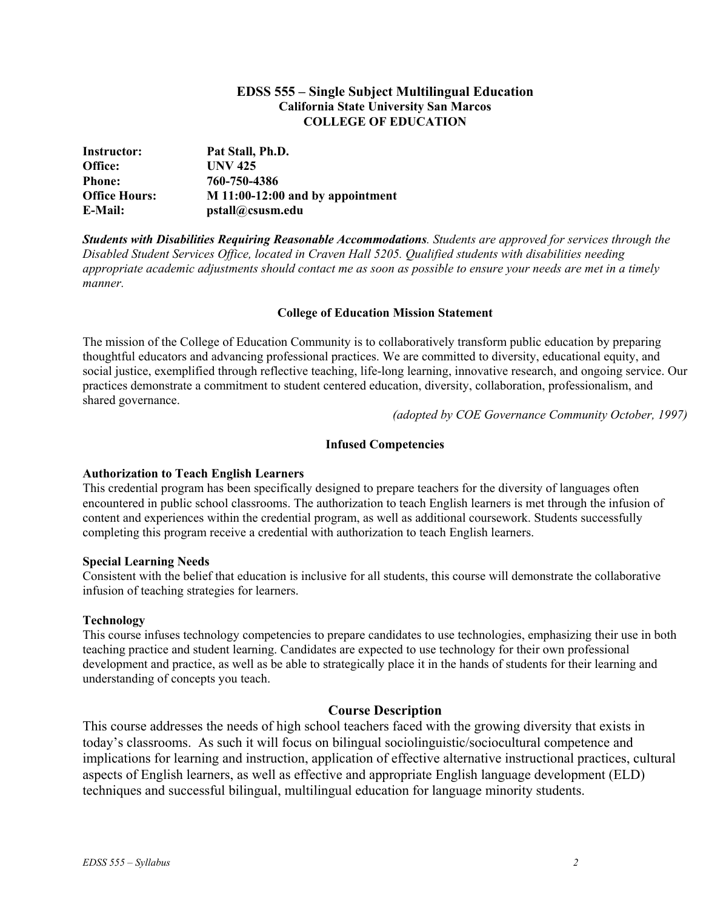# EDSS 555 – Single Subject Multilingual Education

**California State University San Marcos**
**COLLEGE OF EDUCATION**

| | |
|---|---|
| **Instructor:** | **Pat Stall, Ph.D.** |
| **Office:** | **UNV 425** |
| **Phone:** | **760-750-4386** |
| **Office Hours:** | **M 11:00-12:00 and by appointment** |
| **E-Mail:** | **pstall@csusm.edu** |

***Students with Disabilities Requiring Reasonable Accommodations****. Students are approved for services through the Disabled Student Services Office, located in Craven Hall 5205. Qualified students with disabilities needing appropriate academic adjustments should contact me as soon as possible to ensure your needs are met in a timely manner.*

## College of Education Mission Statement

The mission of the College of Education Community is to collaboratively transform public education by preparing thoughtful educators and advancing professional practices. We are committed to diversity, educational equity, and social justice, exemplified through reflective teaching, life-long learning, innovative research, and ongoing service. Our practices demonstrate a commitment to student centered education, diversity, collaboration, professionalism, and shared governance.

*(adopted by COE Governance Community October, 1997)*

## Infused Competencies

### Authorization to Teach English Learners

This credential program has been specifically designed to prepare teachers for the diversity of languages often encountered in public school classrooms. The authorization to teach English learners is met through the infusion of content and experiences within the credential program, as well as additional coursework. Students successfully completing this program receive a credential with authorization to teach English learners.

### Special Learning Needs

Consistent with the belief that education is inclusive for all students, this course will demonstrate the collaborative infusion of teaching strategies for learners.

### Technology

This course infuses technology competencies to prepare candidates to use technologies, emphasizing their use in both teaching practice and student learning. Candidates are expected to use technology for their own professional development and practice, as well as be able to strategically place it in the hands of students for their learning and understanding of concepts you teach.

## Course Description

This course addresses the needs of high school teachers faced with the growing diversity that exists in today's classrooms. As such it will focus on bilingual sociolinguistic/sociocultural competence and implications for learning and instruction, application of effective alternative instructional practices, cultural aspects of English learners, as well as effective and appropriate English language development (ELD) techniques and successful bilingual, multilingual education for language minority students.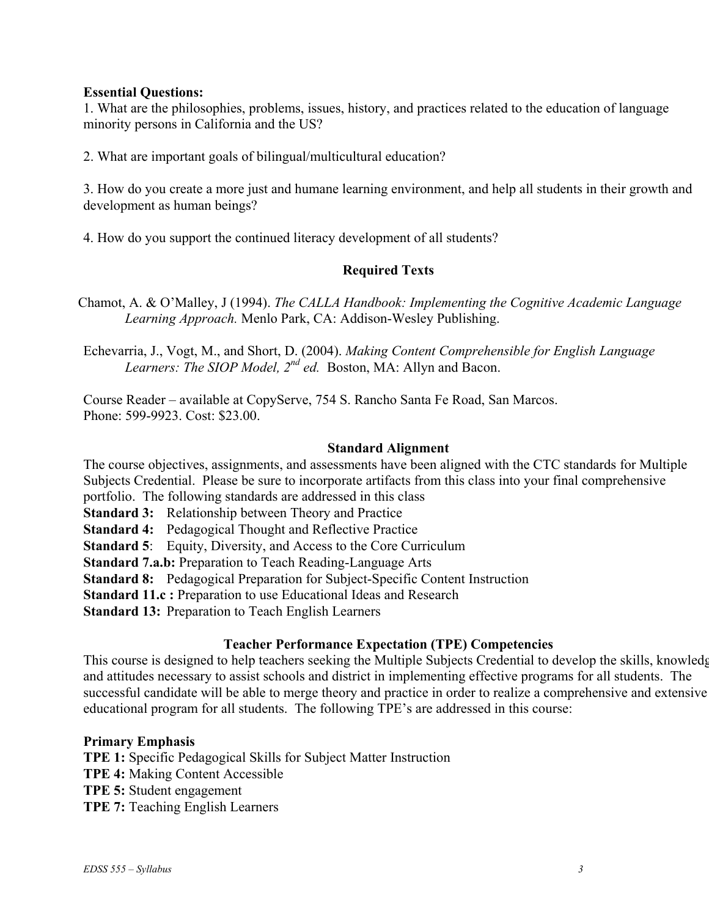**Essential Questions:**

1. What are the philosophies, problems, issues, history, and practices related to the education of language minority persons in California and the US?

2. What are important goals of bilingual/multicultural education?

3. How do you create a more just and humane learning environment, and help all students in their growth and development as human beings?

4. How do you support the continued literacy development of all students?

## Required Texts

Chamot, A. & O'Malley, J (1994). *The CALLA Handbook: Implementing the Cognitive Academic Language Learning Approach.* Menlo Park, CA: Addison-Wesley Publishing.

Echevarria, J., Vogt, M., and Short, D. (2004). *Making Content Comprehensible for English Language Learners: The SIOP Model, 2nd ed.* Boston, MA: Allyn and Bacon.

Course Reader – available at CopyServe, 754 S. Rancho Santa Fe Road, San Marcos.
Phone: 599-9923. Cost: $23.00.

## Standard Alignment

The course objectives, assignments, and assessments have been aligned with the CTC standards for Multiple Subjects Credential. Please be sure to incorporate artifacts from this class into your final comprehensive portfolio. The following standards are addressed in this class

**Standard 3:** Relationship between Theory and Practice
**Standard 4:** Pedagogical Thought and Reflective Practice
**Standard 5**: Equity, Diversity, and Access to the Core Curriculum
**Standard 7.a.b:** Preparation to Teach Reading-Language Arts
**Standard 8:** Pedagogical Preparation for Subject-Specific Content Instruction
**Standard 11.c :** Preparation to use Educational Ideas and Research
**Standard 13:** Preparation to Teach English Learners

## Teacher Performance Expectation (TPE) Competencies

This course is designed to help teachers seeking the Multiple Subjects Credential to develop the skills, knowledg and attitudes necessary to assist schools and district in implementing effective programs for all students. The successful candidate will be able to merge theory and practice in order to realize a comprehensive and extensive educational program for all students. The following TPE's are addressed in this course:

**Primary Emphasis**

**TPE 1:** Specific Pedagogical Skills for Subject Matter Instruction
**TPE 4:** Making Content Accessible
**TPE 5:** Student engagement
**TPE 7:** Teaching English Learners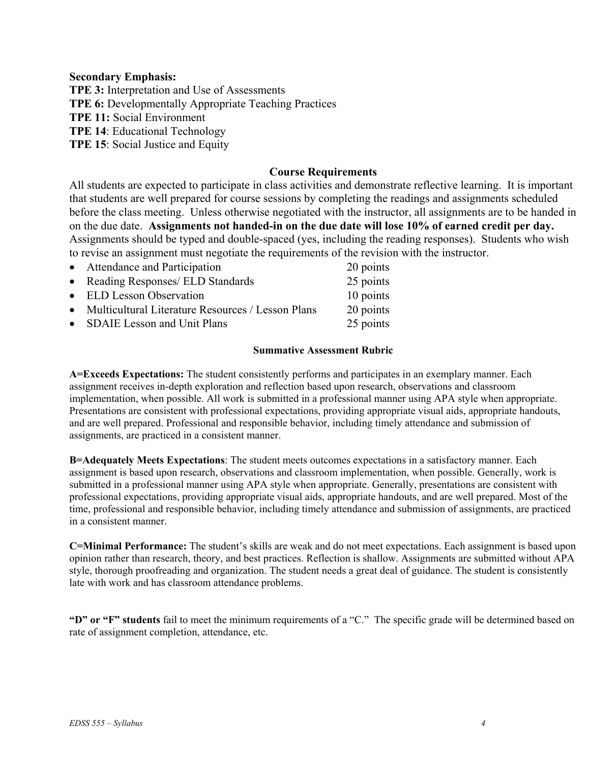**Secondary Emphasis:**

**TPE 3:** Interpretation and Use of Assessments
**TPE 6:** Developmentally Appropriate Teaching Practices
**TPE 11:** Social Environment
**TPE 14**: Educational Technology
**TPE 15**: Social Justice and Equity

## Course Requirements

All students are expected to participate in class activities and demonstrate reflective learning. It is important that students are well prepared for course sessions by completing the readings and assignments scheduled before the class meeting. Unless otherwise negotiated with the instructor, all assignments are to be handed in on the due date. **Assignments not handed-in on the due date will lose 10% of earned credit per day.** Assignments should be typed and double-spaced (yes, including the reading responses). Students who wish to revise an assignment must negotiate the requirements of the revision with the instructor.

- Attendance and Participation — 20 points
- Reading Responses/ ELD Standards — 25 points
- ELD Lesson Observation — 10 points
- Multicultural Literature Resources / Lesson Plans — 20 points
- SDAIE Lesson and Unit Plans — 25 points

### Summative Assessment Rubric

**A=Exceeds Expectations:** The student consistently performs and participates in an exemplary manner. Each assignment receives in-depth exploration and reflection based upon research, observations and classroom implementation, when possible. All work is submitted in a professional manner using APA style when appropriate. Presentations are consistent with professional expectations, providing appropriate visual aids, appropriate handouts, and are well prepared. Professional and responsible behavior, including timely attendance and submission of assignments, are practiced in a consistent manner.

**B=Adequately Meets Expectations**: The student meets outcomes expectations in a satisfactory manner. Each assignment is based upon research, observations and classroom implementation, when possible. Generally, work is submitted in a professional manner using APA style when appropriate. Generally, presentations are consistent with professional expectations, providing appropriate visual aids, appropriate handouts, and are well prepared. Most of the time, professional and responsible behavior, including timely attendance and submission of assignments, are practiced in a consistent manner.

**C=Minimal Performance:** The student's skills are weak and do not meet expectations. Each assignment is based upon opinion rather than research, theory, and best practices. Reflection is shallow. Assignments are submitted without APA style, thorough proofreading and organization. The student needs a great deal of guidance. The student is consistently late with work and has classroom attendance problems.

**"D" or "F" students** fail to meet the minimum requirements of a "C." The specific grade will be determined based on rate of assignment completion, attendance, etc.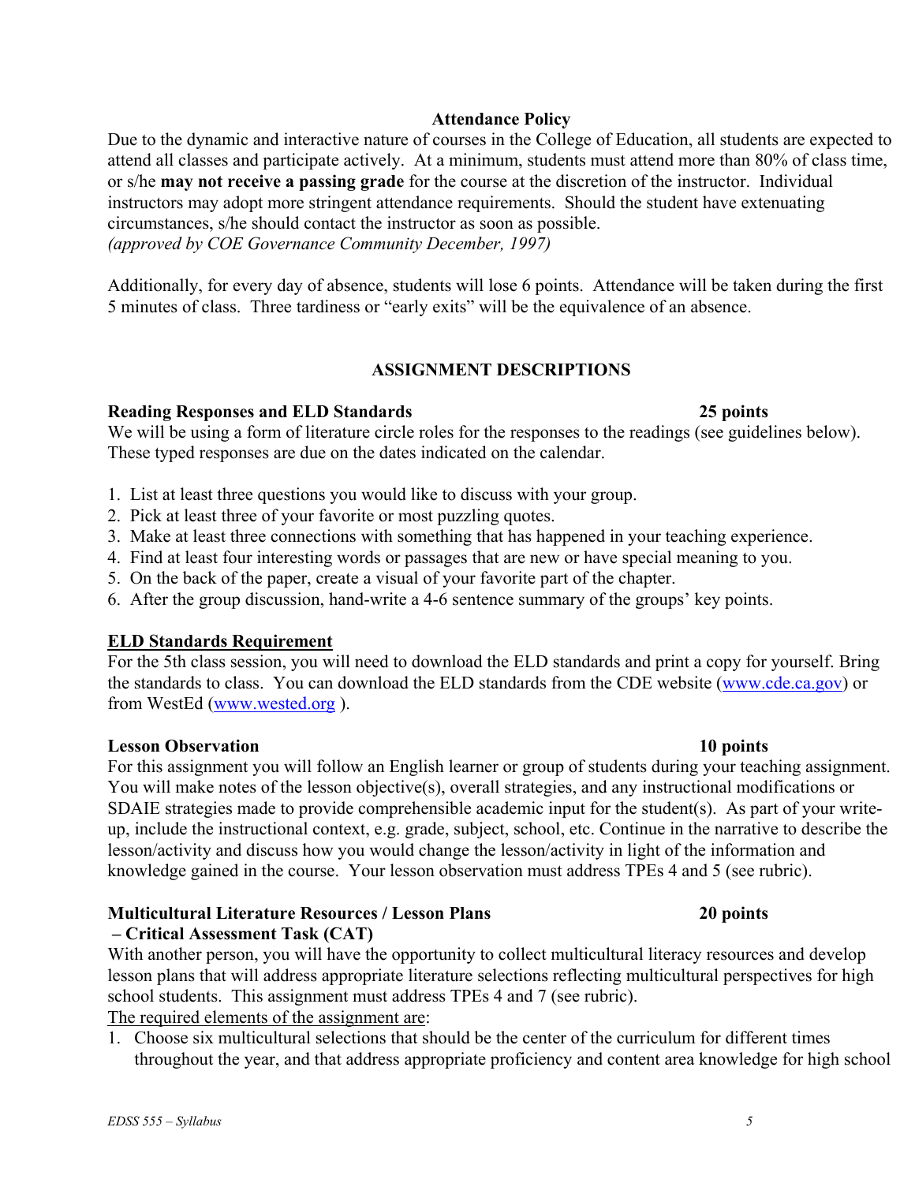## Attendance Policy

Due to the dynamic and interactive nature of courses in the College of Education, all students are expected to attend all classes and participate actively. At a minimum, students must attend more than 80% of class time, or s/he **may not receive a passing grade** for the course at the discretion of the instructor. Individual instructors may adopt more stringent attendance requirements. Should the student have extenuating circumstances, s/he should contact the instructor as soon as possible.
*(approved by COE Governance Community December, 1997)*

Additionally, for every day of absence, students will lose 6 points. Attendance will be taken during the first 5 minutes of class. Three tardiness or "early exits" will be the equivalence of an absence.

## ASSIGNMENT DESCRIPTIONS

**Reading Responses and ELD Standards** **25 points**

We will be using a form of literature circle roles for the responses to the readings (see guidelines below). These typed responses are due on the dates indicated on the calendar.

1. List at least three questions you would like to discuss with your group.
2. Pick at least three of your favorite or most puzzling quotes.
3. Make at least three connections with something that has happened in your teaching experience.
4. Find at least four interesting words or passages that are new or have special meaning to you.
5. On the back of the paper, create a visual of your favorite part of the chapter.
6. After the group discussion, hand-write a 4-6 sentence summary of the groups' key points.

**ELD Standards Requirement**

For the 5th class session, you will need to download the ELD standards and print a copy for yourself. Bring the standards to class. You can download the ELD standards from the CDE website (www.cde.ca.gov) or from WestEd (www.wested.org ).

**Lesson Observation** **10 points**

For this assignment you will follow an English learner or group of students during your teaching assignment. You will make notes of the lesson objective(s), overall strategies, and any instructional modifications or SDAIE strategies made to provide comprehensible academic input for the student(s). As part of your write-up, include the instructional context, e.g. grade, subject, school, etc. Continue in the narrative to describe the lesson/activity and discuss how you would change the lesson/activity in light of the information and knowledge gained in the course. Your lesson observation must address TPEs 4 and 5 (see rubric).

**Multicultural Literature Resources / Lesson Plans – Critical Assessment Task (CAT)** **20 points**

With another person, you will have the opportunity to collect multicultural literacy resources and develop lesson plans that will address appropriate literature selections reflecting multicultural perspectives for high school students. This assignment must address TPEs 4 and 7 (see rubric).

The required elements of the assignment are:

1. Choose six multicultural selections that should be the center of the curriculum for different times throughout the year, and that address appropriate proficiency and content area knowledge for high school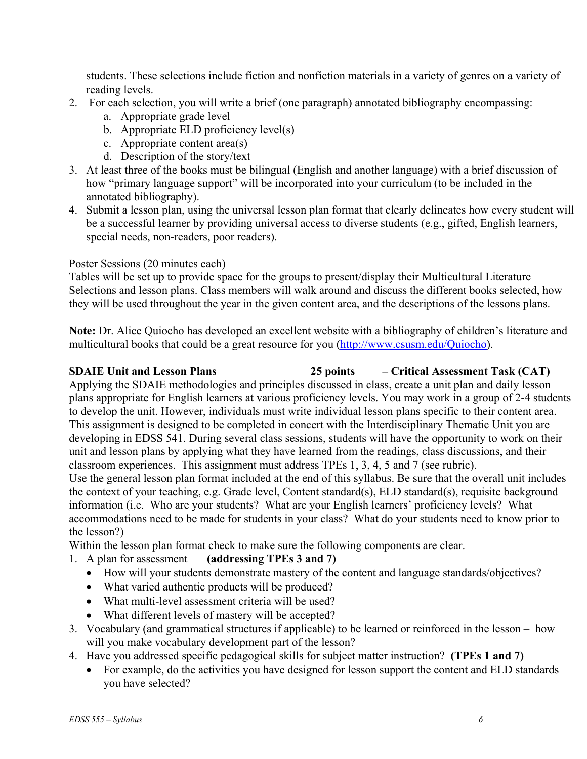students. These selections include fiction and nonfiction materials in a variety of genres on a variety of reading levels.

2. For each selection, you will write a brief (one paragraph) annotated bibliography encompassing:
   a. Appropriate grade level
   b. Appropriate ELD proficiency level(s)
   c. Appropriate content area(s)
   d. Description of the story/text
3. At least three of the books must be bilingual (English and another language) with a brief discussion of how "primary language support" will be incorporated into your curriculum (to be included in the annotated bibliography).
4. Submit a lesson plan, using the universal lesson plan format that clearly delineates how every student will be a successful learner by providing universal access to diverse students (e.g., gifted, English learners, special needs, non-readers, poor readers).

Poster Sessions (20 minutes each)

Tables will be set up to provide space for the groups to present/display their Multicultural Literature Selections and lesson plans. Class members will walk around and discuss the different books selected, how they will be used throughout the year in the given content area, and the descriptions of the lessons plans.

**Note:** Dr. Alice Quiocho has developed an excellent website with a bibliography of children's literature and multicultural books that could be a great resource for you (http://www.csusm.edu/Quiocho).

**SDAIE Unit and Lesson Plans 25 points – Critical Assessment Task (CAT)**

Applying the SDAIE methodologies and principles discussed in class, create a unit plan and daily lesson plans appropriate for English learners at various proficiency levels. You may work in a group of 2-4 students to develop the unit. However, individuals must write individual lesson plans specific to their content area. This assignment is designed to be completed in concert with the Interdisciplinary Thematic Unit you are developing in EDSS 541. During several class sessions, students will have the opportunity to work on their unit and lesson plans by applying what they have learned from the readings, class discussions, and their classroom experiences. This assignment must address TPEs 1, 3, 4, 5 and 7 (see rubric).

Use the general lesson plan format included at the end of this syllabus. Be sure that the overall unit includes the context of your teaching, e.g. Grade level, Content standard(s), ELD standard(s), requisite background information (i.e. Who are your students? What are your English learners' proficiency levels? What accommodations need to be made for students in your class? What do your students need to know prior to the lesson?)

Within the lesson plan format check to make sure the following components are clear.

1. A plan for assessment **(addressing TPEs 3 and 7)**
   - How will your students demonstrate mastery of the content and language standards/objectives?
   - What varied authentic products will be produced?
   - What multi-level assessment criteria will be used?
   - What different levels of mastery will be accepted?
3. Vocabulary (and grammatical structures if applicable) to be learned or reinforced in the lesson – how will you make vocabulary development part of the lesson?
4. Have you addressed specific pedagogical skills for subject matter instruction? **(TPEs 1 and 7)**
   - For example, do the activities you have designed for lesson support the content and ELD standards you have selected?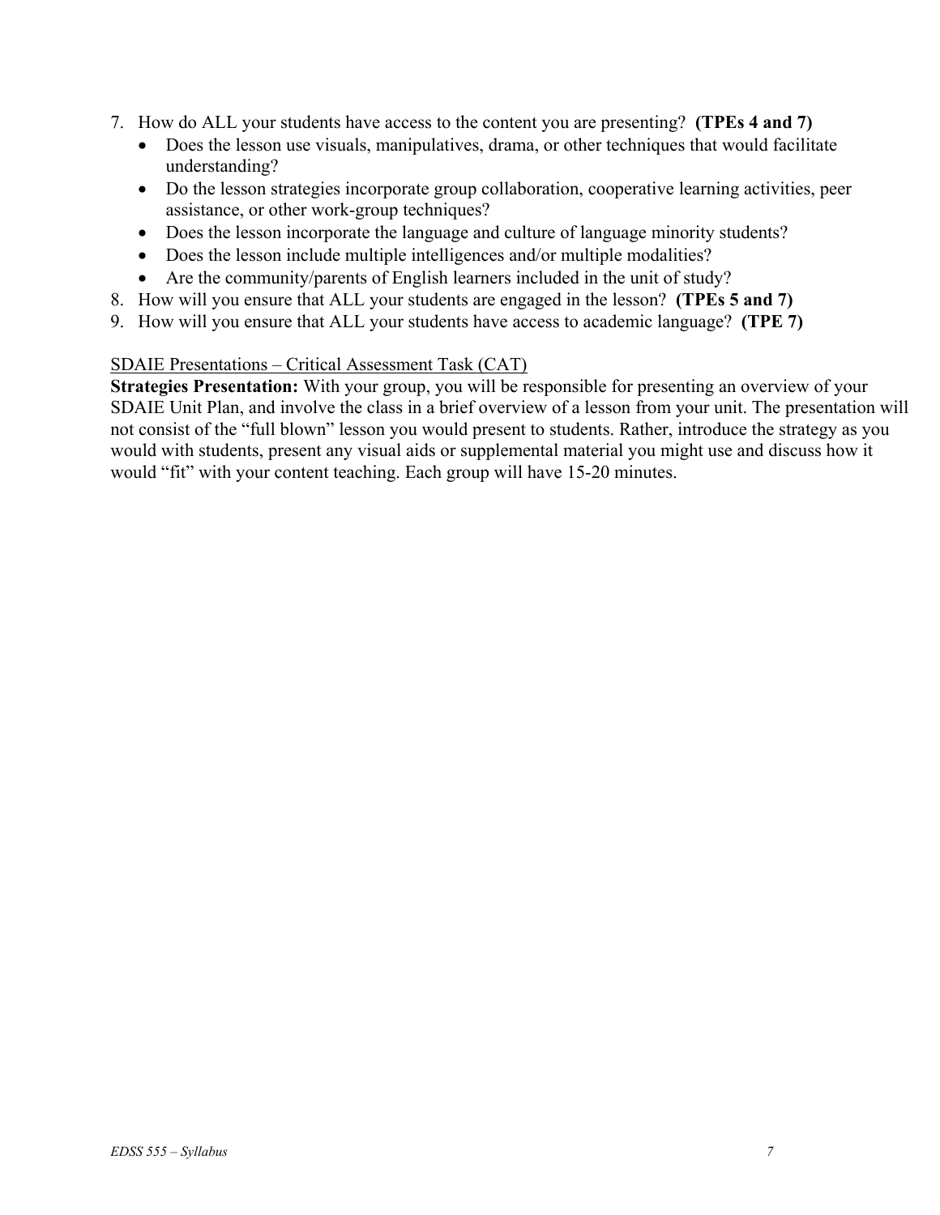7. How do ALL your students have access to the content you are presenting? **(TPEs 4 and 7)**
   - Does the lesson use visuals, manipulatives, drama, or other techniques that would facilitate understanding?
   - Do the lesson strategies incorporate group collaboration, cooperative learning activities, peer assistance, or other work-group techniques?
   - Does the lesson incorporate the language and culture of language minority students?
   - Does the lesson include multiple intelligences and/or multiple modalities?
   - Are the community/parents of English learners included in the unit of study?
8. How will you ensure that ALL your students are engaged in the lesson? **(TPEs 5 and 7)**
9. How will you ensure that ALL your students have access to academic language? **(TPE 7)**

<u>SDAIE Presentations – Critical Assessment Task (CAT)</u>

**Strategies Presentation:** With your group, you will be responsible for presenting an overview of your SDAIE Unit Plan, and involve the class in a brief overview of a lesson from your unit. The presentation will not consist of the "full blown" lesson you would present to students. Rather, introduce the strategy as you would with students, present any visual aids or supplemental material you might use and discuss how it would "fit" with your content teaching. Each group will have 15-20 minutes.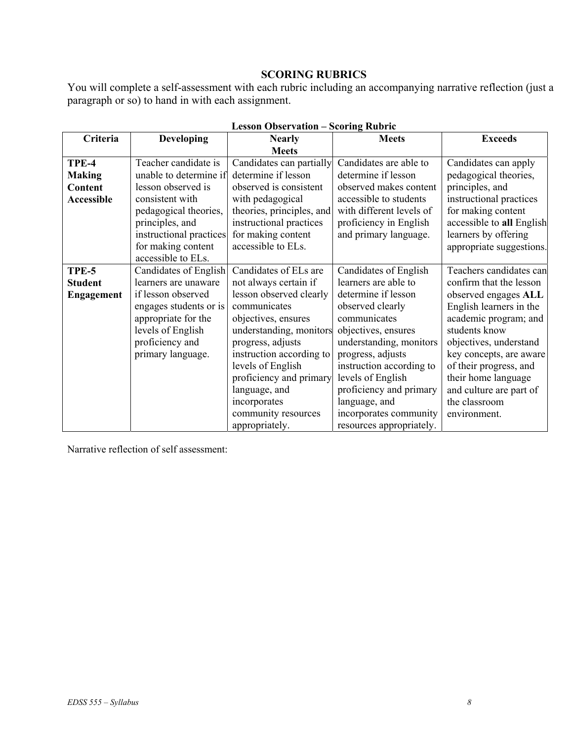## SCORING RUBRICS

You will complete a self-assessment with each rubric including an accompanying narrative reflection (just a paragraph or so) to hand in with each assignment.

**Lesson Observation – Scoring Rubric**

| Criteria | Developing | Nearly Meets | Meets | Exceeds |
|---|---|---|---|---|
| **TPE-4 Making Content Accessible** | Teacher candidate is unable to determine if lesson observed is consistent with pedagogical theories, principles, and instructional practices for making content accessible to ELs. | Candidates can partially determine if lesson observed is consistent with pedagogical theories, principles, and instructional practices for making content accessible to ELs. | Candidates are able to determine if lesson observed makes content accessible to students with different levels of proficiency in English and primary language. | Candidates can apply pedagogical theories, principles, and instructional practices for making content accessible to **all** English learners by offering appropriate suggestions. |
| **TPE-5 Student Engagement** | Candidates of English learners are unaware if lesson observed engages students or is appropriate for the levels of English proficiency and primary language. | Candidates of ELs are not always certain if lesson observed clearly communicates objectives, ensures understanding, monitors progress, adjusts instruction according to levels of English proficiency and primary language, and incorporates community resources appropriately. | Candidates of English learners are able to determine if lesson observed clearly communicates objectives, ensures understanding, monitors progress, adjusts instruction according to levels of English proficiency and primary language, and incorporates community resources appropriately. | Teachers candidates can confirm that the lesson observed engages **ALL** English learners in the academic program; and students know objectives, understand key concepts, are aware of their progress, and their home language and culture are part of the classroom environment. |

Narrative reflection of self assessment: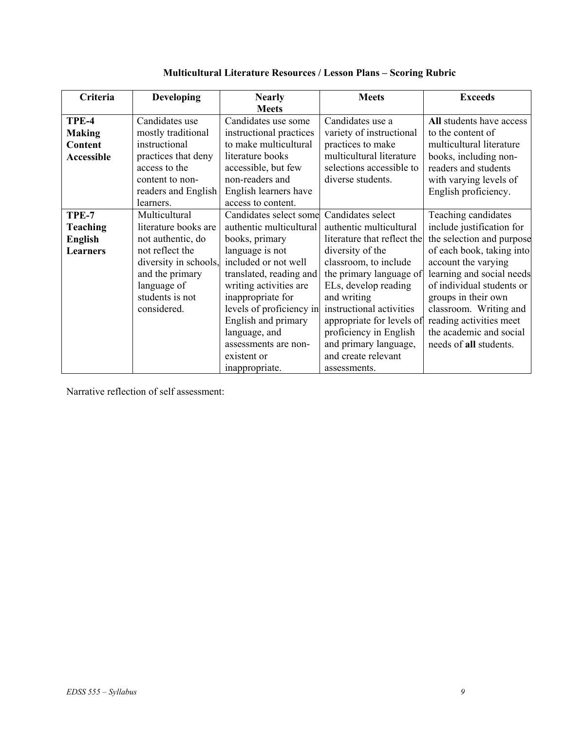### Multicultural Literature Resources / Lesson Plans – Scoring Rubric

| Criteria | Developing | Nearly Meets | Meets | Exceeds |
|---|---|---|---|---|
| **TPE-4 Making Content Accessible** | Candidates use mostly traditional instructional practices that deny access to the content to non-readers and English learners. | Candidates use some instructional practices to make multicultural literature books accessible, but few non-readers and English learners have access to content. | Candidates use a variety of instructional practices to make multicultural literature selections accessible to diverse students. | **All** students have access to the content of multicultural literature books, including non-readers and students with varying levels of English proficiency. |
| **TPE-7 Teaching English Learners** | Multicultural literature books are not authentic, do not reflect the diversity in schools, and the primary language of students is not considered. | Candidates select some authentic multicultural books, primary language is not included or not well translated, reading and writing activities are inappropriate for levels of proficiency in English and primary language, and assessments are non-existent or inappropriate. | Candidates select authentic multicultural literature that reflect the diversity of the classroom, to include the primary language of ELs, develop reading and writing instructional activities appropriate for levels of proficiency in English and primary language, and create relevant assessments. | Teaching candidates include justification for the selection and purpose of each book, taking into account the varying learning and social needs of individual students or groups in their own classroom. Writing and reading activities meet the academic and social needs of **all** students. |

Narrative reflection of self assessment: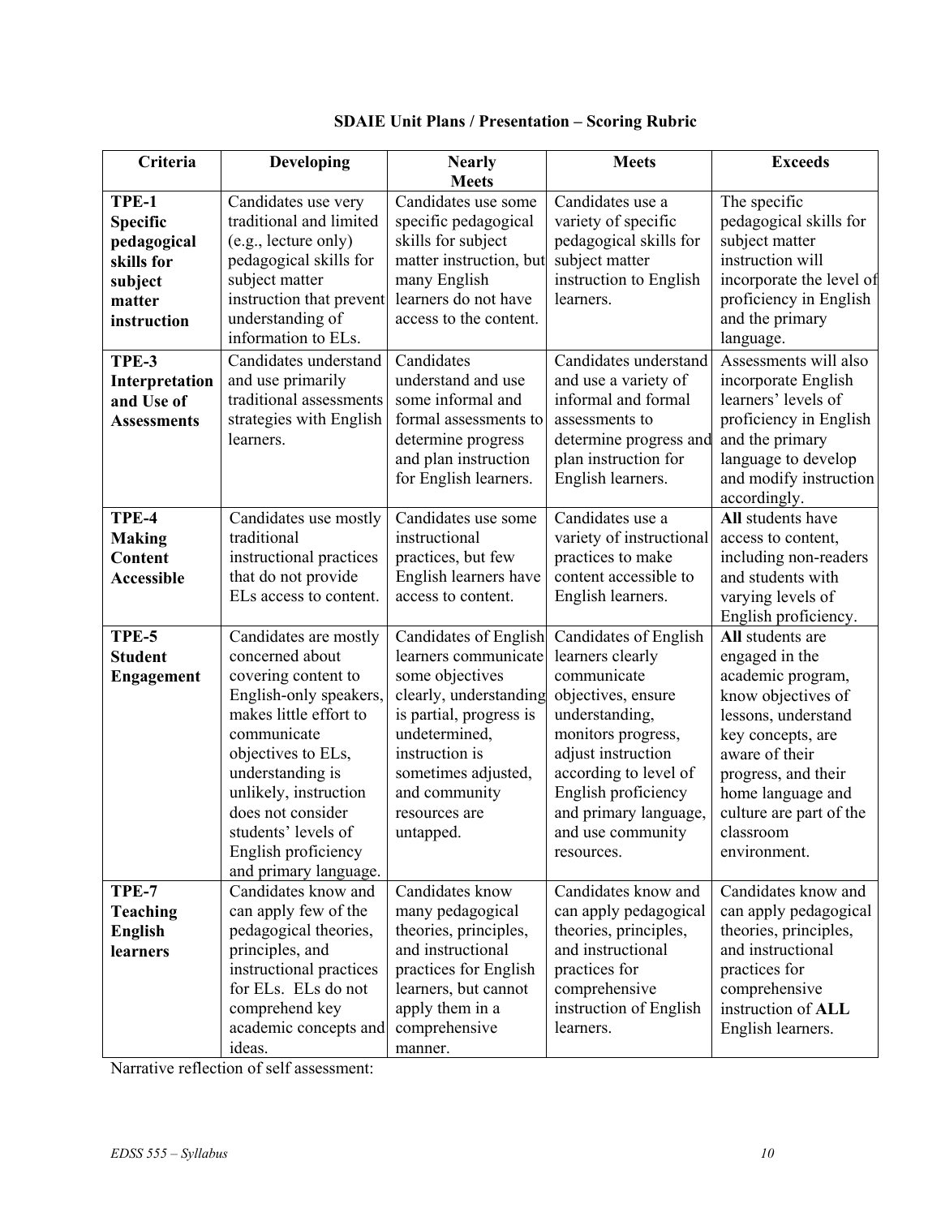### SDAIE Unit Plans / Presentation – Scoring Rubric

| Criteria | Developing | Nearly Meets | Meets | Exceeds |
|---|---|---|---|---|
| **TPE-1 Specific pedagogical skills for subject matter instruction** | Candidates use very traditional and limited (e.g., lecture only) pedagogical skills for subject matter instruction that prevent understanding of information to ELs. | Candidates use some specific pedagogical skills for subject matter instruction, but many English learners do not have access to the content. | Candidates use a variety of specific pedagogical skills for subject matter instruction to English learners. | The specific pedagogical skills for subject matter instruction will incorporate the level of proficiency in English and the primary language. |
| **TPE-3 Interpretation and Use of Assessments** | Candidates understand and use primarily traditional assessments strategies with English learners. | Candidates understand and use some informal and formal assessments to determine progress and plan instruction for English learners. | Candidates understand and use a variety of informal and formal assessments to determine progress and plan instruction for English learners. | Assessments will also incorporate English learners' levels of proficiency in English and the primary language to develop and modify instruction accordingly. |
| **TPE-4 Making Content Accessible** | Candidates use mostly traditional instructional practices that do not provide ELs access to content. | Candidates use some instructional practices, but few English learners have access to content. | Candidates use a variety of instructional practices to make content accessible to English learners. | **All** students have access to content, including non-readers and students with varying levels of English proficiency. |
| **TPE-5 Student Engagement** | Candidates are mostly concerned about covering content to English-only speakers, makes little effort to communicate objectives to ELs, understanding is unlikely, instruction does not consider students' levels of English proficiency and primary language. | Candidates of English learners communicate some objectives clearly, understanding is partial, progress is undetermined, instruction is sometimes adjusted, and community resources are untapped. | Candidates of English learners clearly communicate objectives, ensure understanding, monitors progress, adjust instruction according to level of English proficiency and primary language, and use community resources. | **All** students are engaged in the academic program, know objectives of lessons, understand key concepts, are aware of their progress, and their home language and culture are part of the classroom environment. |
| **TPE-7 Teaching English learners** | Candidates know and can apply few of the pedagogical theories, principles, and instructional practices for ELs. ELs do not comprehend key academic concepts and ideas. | Candidates know many pedagogical theories, principles, and instructional practices for English learners, but cannot apply them in a comprehensive manner. | Candidates know and can apply pedagogical theories, principles, and instructional practices for comprehensive instruction of English learners. | Candidates know and can apply pedagogical theories, principles, and instructional practices for comprehensive instruction of **ALL** English learners. |

Narrative reflection of self assessment: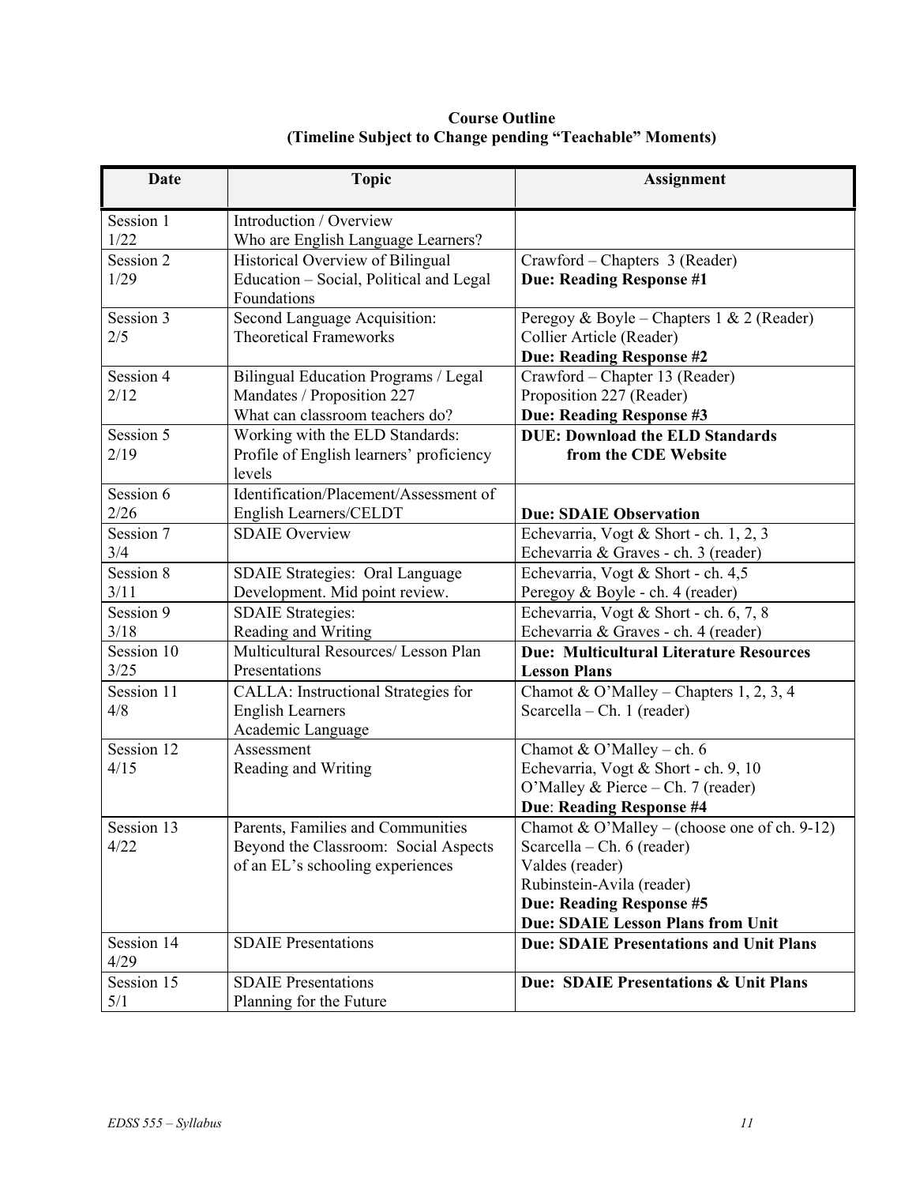**Course Outline**
**(Timeline Subject to Change pending "Teachable" Moments)**

| Date | Topic | Assignment |
|---|---|---|
| Session 1<br>1/22 | Introduction / Overview<br>Who are English Language Learners? | |
| Session 2<br>1/29 | Historical Overview of Bilingual Education – Social, Political and Legal Foundations | Crawford – Chapters 3 (Reader)<br>**Due: Reading Response #1** |
| Session 3<br>2/5 | Second Language Acquisition: Theoretical Frameworks | Peregoy & Boyle – Chapters 1 & 2 (Reader)<br>Collier Article (Reader)<br>**Due: Reading Response #2** |
| Session 4<br>2/12 | Bilingual Education Programs / Legal Mandates / Proposition 227<br>What can classroom teachers do? | Crawford – Chapter 13 (Reader)<br>Proposition 227 (Reader)<br>**Due: Reading Response #3** |
| Session 5<br>2/19 | Working with the ELD Standards: Profile of English learners' proficiency levels | **DUE: Download the ELD Standards from the CDE Website** |
| Session 6<br>2/26 | Identification/Placement/Assessment of English Learners/CELDT | **Due: SDAIE Observation** |
| Session 7<br>3/4 | SDAIE Overview | Echevarria, Vogt & Short - ch. 1, 2, 3<br>Echevarria & Graves - ch. 3 (reader) |
| Session 8<br>3/11 | SDAIE Strategies: Oral Language Development. Mid point review. | Echevarria, Vogt & Short - ch. 4,5<br>Peregoy & Boyle - ch. 4 (reader) |
| Session 9<br>3/18 | SDAIE Strategies:<br>Reading and Writing | Echevarria, Vogt & Short - ch. 6, 7, 8<br>Echevarria & Graves - ch. 4 (reader) |
| Session 10<br>3/25 | Multicultural Resources/ Lesson Plan Presentations | **Due: Multicultural Literature Resources Lesson Plans** |
| Session 11<br>4/8 | CALLA: Instructional Strategies for English Learners<br>Academic Language | Chamot & O'Malley – Chapters 1, 2, 3, 4<br>Scarcella – Ch. 1 (reader) |
| Session 12<br>4/15 | Assessment<br>Reading and Writing | Chamot & O'Malley – ch. 6<br>Echevarria, Vogt & Short - ch. 9, 10<br>O'Malley & Pierce – Ch. 7 (reader)<br>**Due**: **Reading Response #4** |
| Session 13<br>4/22 | Parents, Families and Communities<br>Beyond the Classroom: Social Aspects of an EL's schooling experiences | Chamot & O'Malley – (choose one of ch. 9-12)<br>Scarcella – Ch. 6 (reader)<br>Valdes (reader)<br>Rubinstein-Avila (reader)<br>**Due: Reading Response #5**<br>**Due: SDAIE Lesson Plans from Unit** |
| Session 14<br>4/29 | SDAIE Presentations | **Due: SDAIE Presentations and Unit Plans** |
| Session 15<br>5/1 | SDAIE Presentations<br>Planning for the Future | **Due: SDAIE Presentations & Unit Plans** |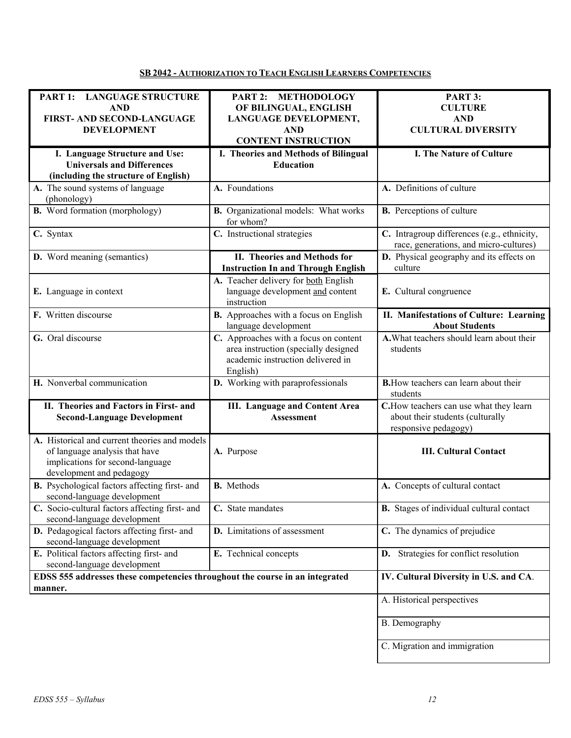## SB 2042 - Authorization to Teach English Learners Competencies

| PART 1: LANGUAGE STRUCTURE AND FIRST- AND SECOND-LANGUAGE DEVELOPMENT | PART 2: METHODOLOGY OF BILINGUAL, ENGLISH LANGUAGE DEVELOPMENT, AND CONTENT INSTRUCTION | PART 3: CULTURE AND CULTURAL DIVERSITY |
|---|---|---|
| **I. Language Structure and Use: Universals and Differences (including the structure of English)** | **I. Theories and Methods of Bilingual Education** | **I. The Nature of Culture** |
| **A.** The sound systems of language (phonology) | **A.** Foundations | **A.** Definitions of culture |
| **B.** Word formation (morphology) | **B.** Organizational models: What works for whom? | **B.** Perceptions of culture |
| **C.** Syntax | **C.** Instructional strategies | **C.** Intragroup differences (e.g., ethnicity, race, generations, and micro-cultures) |
| **D.** Word meaning (semantics) | **II. Theories and Methods for Instruction In and Through English** | **D.** Physical geography and its effects on culture |
| **E.** Language in context | **A.** Teacher delivery for both English language development and content instruction | **E.** Cultural congruence |
| **F.** Written discourse | **B.** Approaches with a focus on English language development | **II. Manifestations of Culture: Learning About Students** |
| **G.** Oral discourse | **C.** Approaches with a focus on content area instruction (specially designed academic instruction delivered in English) | **A.** What teachers should learn about their students |
| **H.** Nonverbal communication | **D.** Working with paraprofessionals | **B.** How teachers can learn about their students |
| **II. Theories and Factors in First- and Second-Language Development** | **III. Language and Content Area Assessment** | **C.** How teachers can use what they learn about their students (culturally responsive pedagogy) |
| **A.** Historical and current theories and models of language analysis that have implications for second-language development and pedagogy | **A.** Purpose | **III. Cultural Contact** |
| **B.** Psychological factors affecting first- and second-language development | **B.** Methods | **A.** Concepts of cultural contact |
| **C.** Socio-cultural factors affecting first- and second-language development | **C.** State mandates | **B.** Stages of individual cultural contact |
| **D.** Pedagogical factors affecting first- and second-language development | **D.** Limitations of assessment | **C.** The dynamics of prejudice |
| **E.** Political factors affecting first- and second-language development | **E.** Technical concepts | **D.** Strategies for conflict resolution |
| **EDSS 555 addresses these competencies throughout the course in an integrated manner.** | | **IV. Cultural Diversity in U.S. and CA.** |
| | | A. Historical perspectives |
| | | B. Demography |
| | | C. Migration and immigration |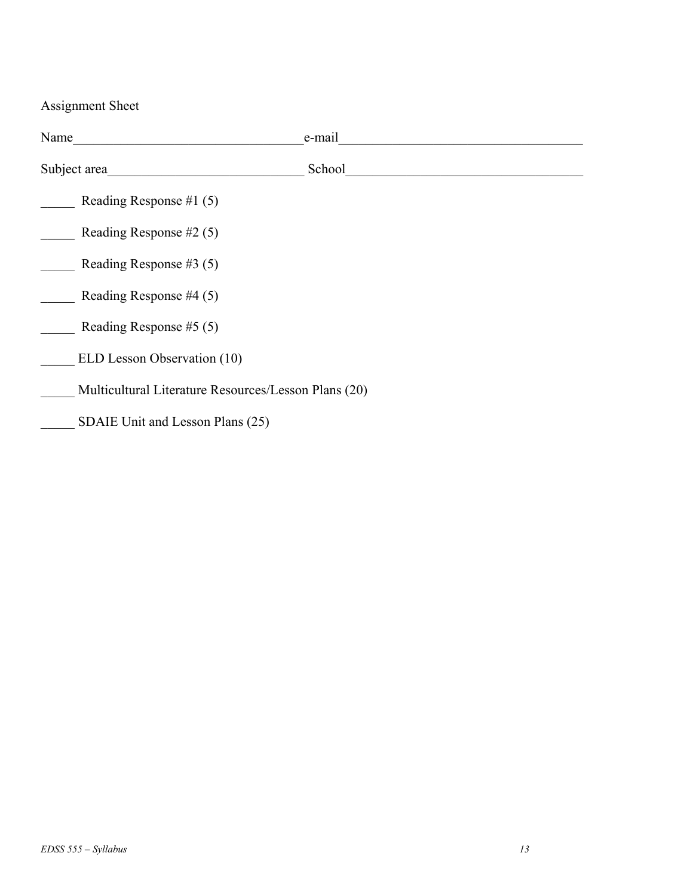Assignment Sheet

Name__________________________________e-mail____________________________________

Subject area_____________________________ School____________________________________

_____ Reading Response #1 (5)

_____ Reading Response #2 (5)

_____ Reading Response #3 (5)

_____ Reading Response #4 (5)

_____ Reading Response #5 (5)

_____ ELD Lesson Observation (10)

_____ Multicultural Literature Resources/Lesson Plans (20)

_____ SDAIE Unit and Lesson Plans (25)